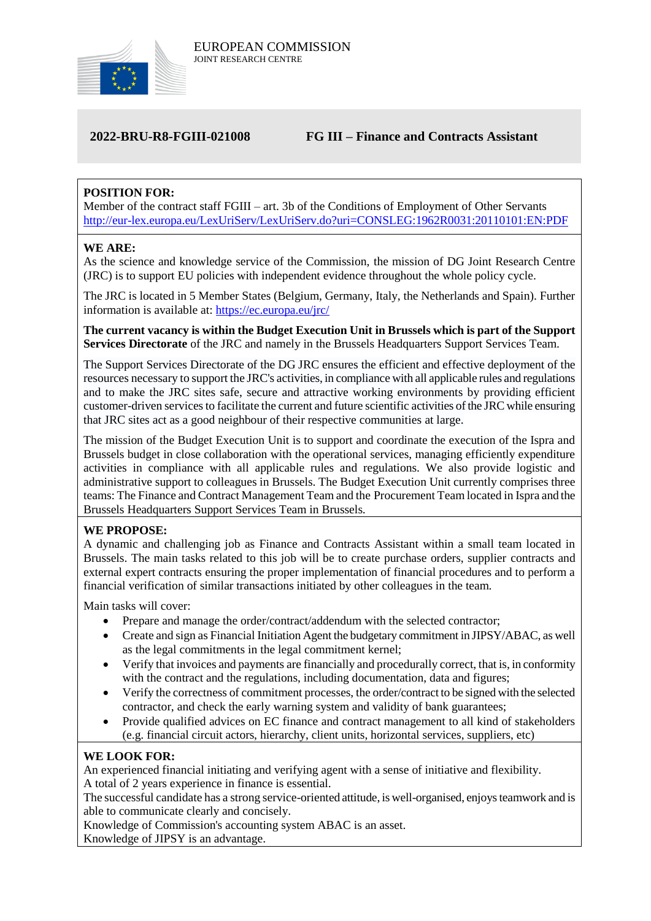EUROPEAN COMMISSION
JOINT RESEARCH CENTRE

# 2022-BRU-R8-FGIII-021008 FG III – Finance and Contracts Assistant

**POSITION FOR:**
Member of the contract staff FGIII – art. 3b of the Conditions of Employment of Other Servants
http://eur-lex.europa.eu/LexUriServ/LexUriServ.do?uri=CONSLEG:1962R0031:20110101:EN:PDF

**WE ARE:**
As the science and knowledge service of the Commission, the mission of DG Joint Research Centre (JRC) is to support EU policies with independent evidence throughout the whole policy cycle.

The JRC is located in 5 Member States (Belgium, Germany, Italy, the Netherlands and Spain). Further information is available at: https://ec.europa.eu/jrc/

**The current vacancy is within the Budget Execution Unit in Brussels which is part of the Support Services Directorate** of the JRC and namely in the Brussels Headquarters Support Services Team.

The Support Services Directorate of the DG JRC ensures the efficient and effective deployment of the resources necessary to support the JRC's activities, in compliance with all applicable rules and regulations and to make the JRC sites safe, secure and attractive working environments by providing efficient customer-driven services to facilitate the current and future scientific activities of the JRC while ensuring that JRC sites act as a good neighbour of their respective communities at large.

The mission of the Budget Execution Unit is to support and coordinate the execution of the Ispra and Brussels budget in close collaboration with the operational services, managing efficiently expenditure activities in compliance with all applicable rules and regulations. We also provide logistic and administrative support to colleagues in Brussels. The Budget Execution Unit currently comprises three teams: The Finance and Contract Management Team and the Procurement Team located in Ispra and the Brussels Headquarters Support Services Team in Brussels.

**WE PROPOSE:**
A dynamic and challenging job as Finance and Contracts Assistant within a small team located in Brussels. The main tasks related to this job will be to create purchase orders, supplier contracts and external expert contracts ensuring the proper implementation of financial procedures and to perform a financial verification of similar transactions initiated by other colleagues in the team.

Main tasks will cover:

- Prepare and manage the order/contract/addendum with the selected contractor;
- Create and sign as Financial Initiation Agent the budgetary commitment in JIPSY/ABAC, as well as the legal commitments in the legal commitment kernel;
- Verify that invoices and payments are financially and procedurally correct, that is, in conformity with the contract and the regulations, including documentation, data and figures;
- Verify the correctness of commitment processes, the order/contract to be signed with the selected contractor, and check the early warning system and validity of bank guarantees;
- Provide qualified advices on EC finance and contract management to all kind of stakeholders (e.g. financial circuit actors, hierarchy, client units, horizontal services, suppliers, etc)

**WE LOOK FOR:**
An experienced financial initiating and verifying agent with a sense of initiative and flexibility.
A total of 2 years experience in finance is essential.
The successful candidate has a strong service-oriented attitude, is well-organised, enjoys teamwork and is able to communicate clearly and concisely.
Knowledge of Commission's accounting system ABAC is an asset.
Knowledge of JIPSY is an advantage.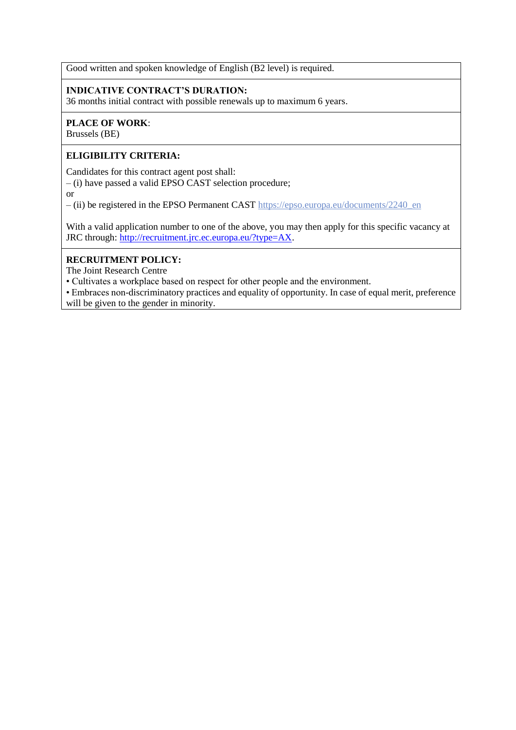Good written and spoken knowledge of English (B2 level) is required.

**INDICATIVE CONTRACT'S DURATION:**
36 months initial contract with possible renewals up to maximum 6 years.

**PLACE OF WORK**:
Brussels (BE)

**ELIGIBILITY CRITERIA:**

Candidates for this contract agent post shall:
– (i) have passed a valid EPSO CAST selection procedure;
or
– (ii) be registered in the EPSO Permanent CAST https://epso.europa.eu/documents/2240_en

With a valid application number to one of the above, you may then apply for this specific vacancy at JRC through: http://recruitment.jrc.ec.europa.eu/?type=AX.

**RECRUITMENT POLICY:**
The Joint Research Centre
• Cultivates a workplace based on respect for other people and the environment.
• Embraces non-discriminatory practices and equality of opportunity. In case of equal merit, preference will be given to the gender in minority.